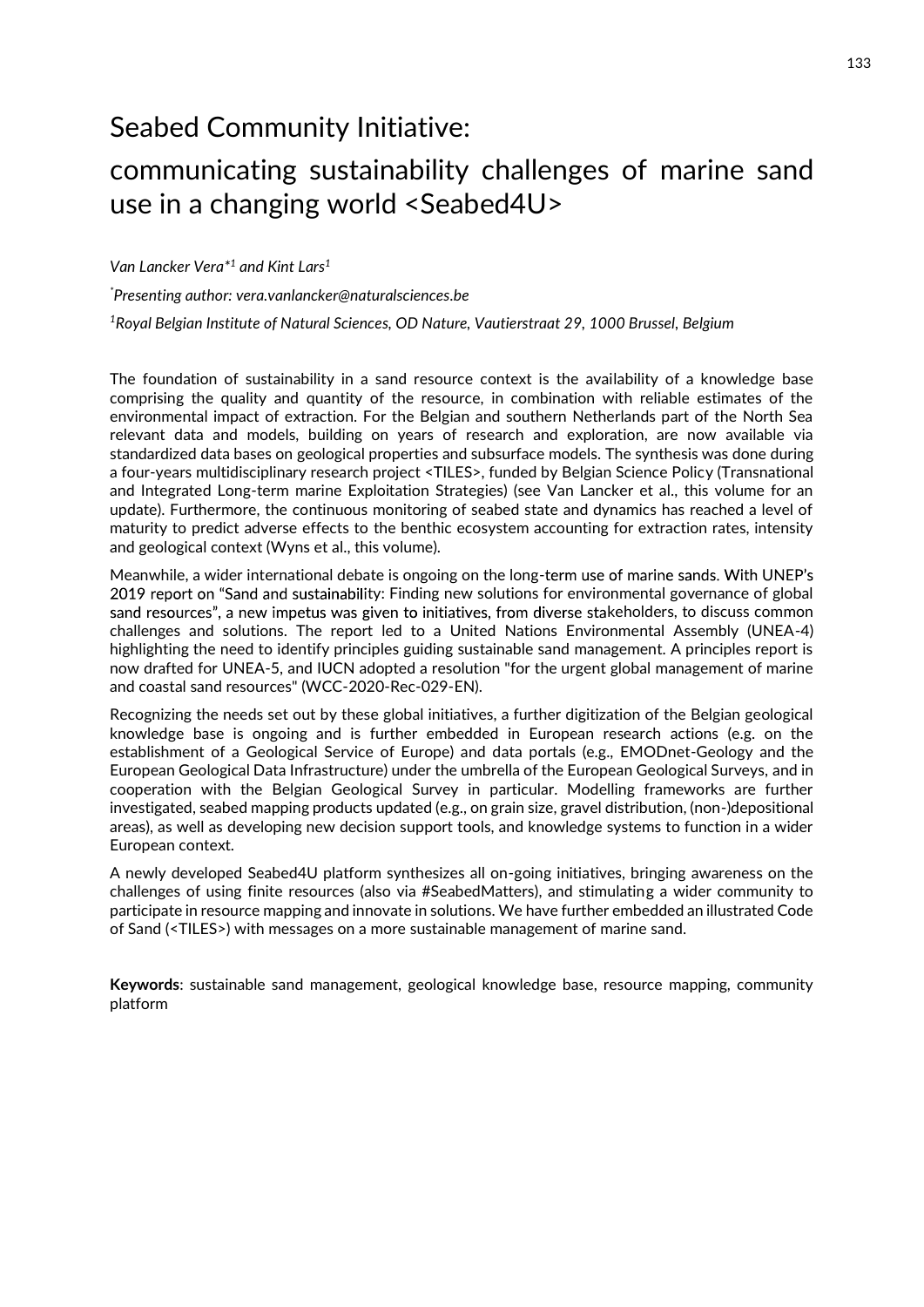# Seabed Community Initiative:

# communicating sustainability challenges of marine sand use in a changing world <Seabed4U>

*Van Lancker Vera*[*1] *and Kint Lars*[1]

[*]*Presenting author: vera.vanlancker@naturalsciences.be*

[1]*Royal Belgian Institute of Natural Sciences, OD Nature, Vautierstraat 29, 1000 Brussel, Belgium*

The foundation of sustainability in a sand resource context is the availability of a knowledge base comprising the quality and quantity of the resource, in combination with reliable estimates of the environmental impact of extraction. For the Belgian and southern Netherlands part of the North Sea relevant data and models, building on years of research and exploration, are now available via standardized data bases on geological properties and subsurface models. The synthesis was done during a four-years multidisciplinary research project <TILES>, funded by Belgian Science Policy (Transnational and Integrated Long-term marine Exploitation Strategies) (see Van Lancker et al., this volume for an update). Furthermore, the continuous monitoring of seabed state and dynamics has reached a level of maturity to predict adverse effects to the benthic ecosystem accounting for extraction rates, intensity and geological context (Wyns et al., this volume).

Meanwhile, a wider international debate is ongoing on the long-term use of marine sands. With UNEP's 2019 report on "Sand and sustainability: Finding new solutions for environmental governance of global sand resources", a new impetus was given to initiatives, from diverse stakeholders, to discuss common challenges and solutions. The report led to a United Nations Environmental Assembly (UNEA-4) highlighting the need to identify principles guiding sustainable sand management. A principles report is now drafted for UNEA-5, and IUCN adopted a resolution "for the urgent global management of marine and coastal sand resources" (WCC-2020-Rec-029-EN).

Recognizing the needs set out by these global initiatives, a further digitization of the Belgian geological knowledge base is ongoing and is further embedded in European research actions (e.g. on the establishment of a Geological Service of Europe) and data portals (e.g., EMODnet-Geology and the European Geological Data Infrastructure) under the umbrella of the European Geological Surveys, and in cooperation with the Belgian Geological Survey in particular. Modelling frameworks are further investigated, seabed mapping products updated (e.g., on grain size, gravel distribution, (non-)depositional areas), as well as developing new decision support tools, and knowledge systems to function in a wider European context.

A newly developed Seabed4U platform synthesizes all on-going initiatives, bringing awareness on the challenges of using finite resources (also via #SeabedMatters), and stimulating a wider community to participate in resource mapping and innovate in solutions. We have further embedded an illustrated Code of Sand (<TILES>) with messages on a more sustainable management of marine sand.

**Keywords**: sustainable sand management, geological knowledge base, resource mapping, community platform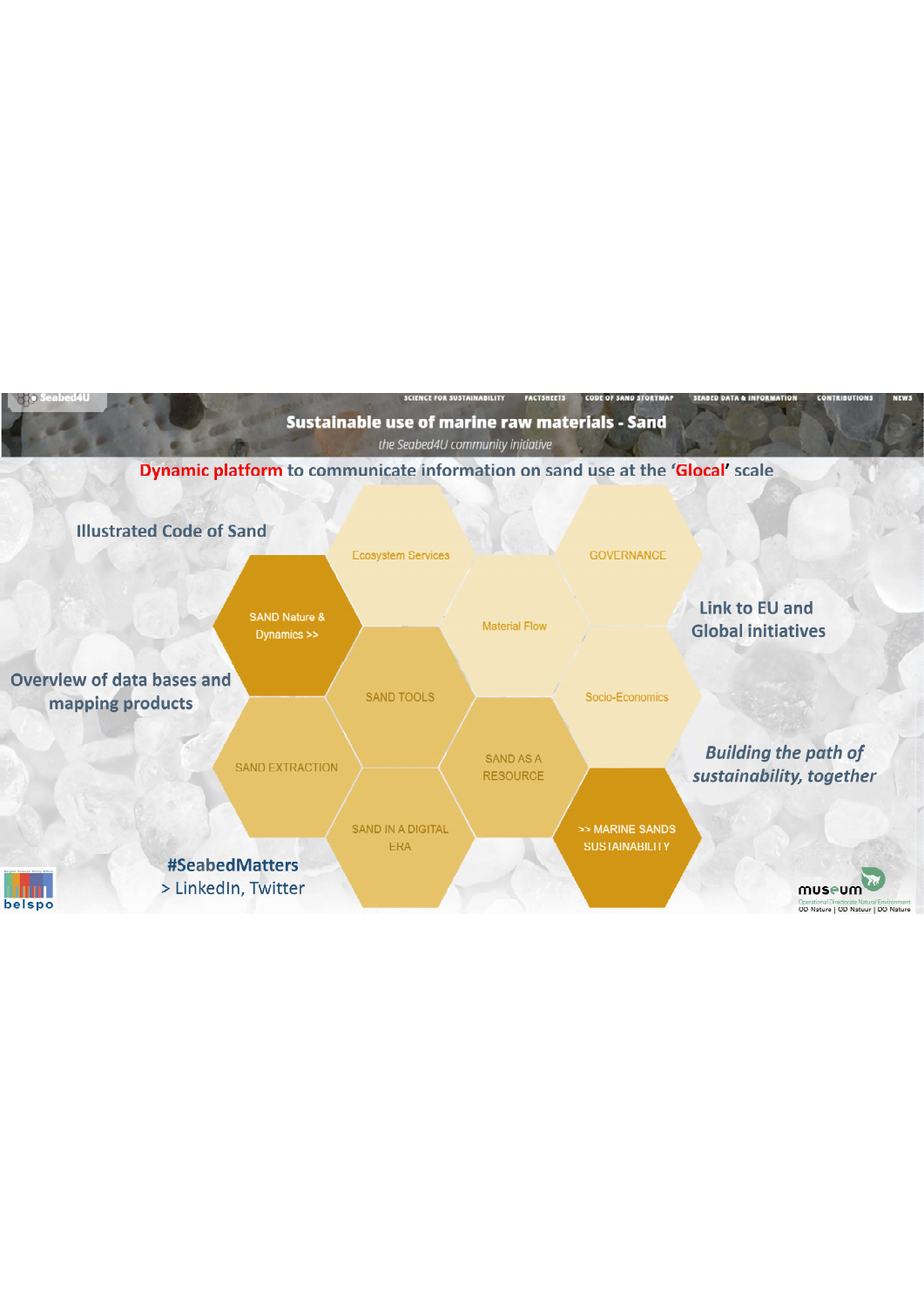Seabed4U

SCIENCE FOR SUSTAINABILITY FACTSHEETS CODE OF SAND STORYMAP SEABED DATA & INFORMATION CONTRIBUTIONS NEWS

# Sustainable use of marine raw materials - Sand

*the Seabed4U community initiative*

**Dynamic platform** to communicate information on sand use at the '**Glocal**' scale

**Illustrated Code of Sand**

**Overview of data bases and mapping products**

**Link to EU and Global initiatives**

***Building the path of sustainability, together***

Ecosystem Services

GOVERNANCE

SAND Nature & Dynamics >>

Material Flow

SAND TOOLS

Socio-Economics

SAND EXTRACTION

SAND AS A RESOURCE

SAND IN A DIGITAL ERA

>> MARINE SANDS SUSTAINABILITY

**#SeabedMatters**

> LinkedIn, Twitter

belspo

museum

Operational Directorate Natural Environment
OD Nature | OD Natuur | DO Nature